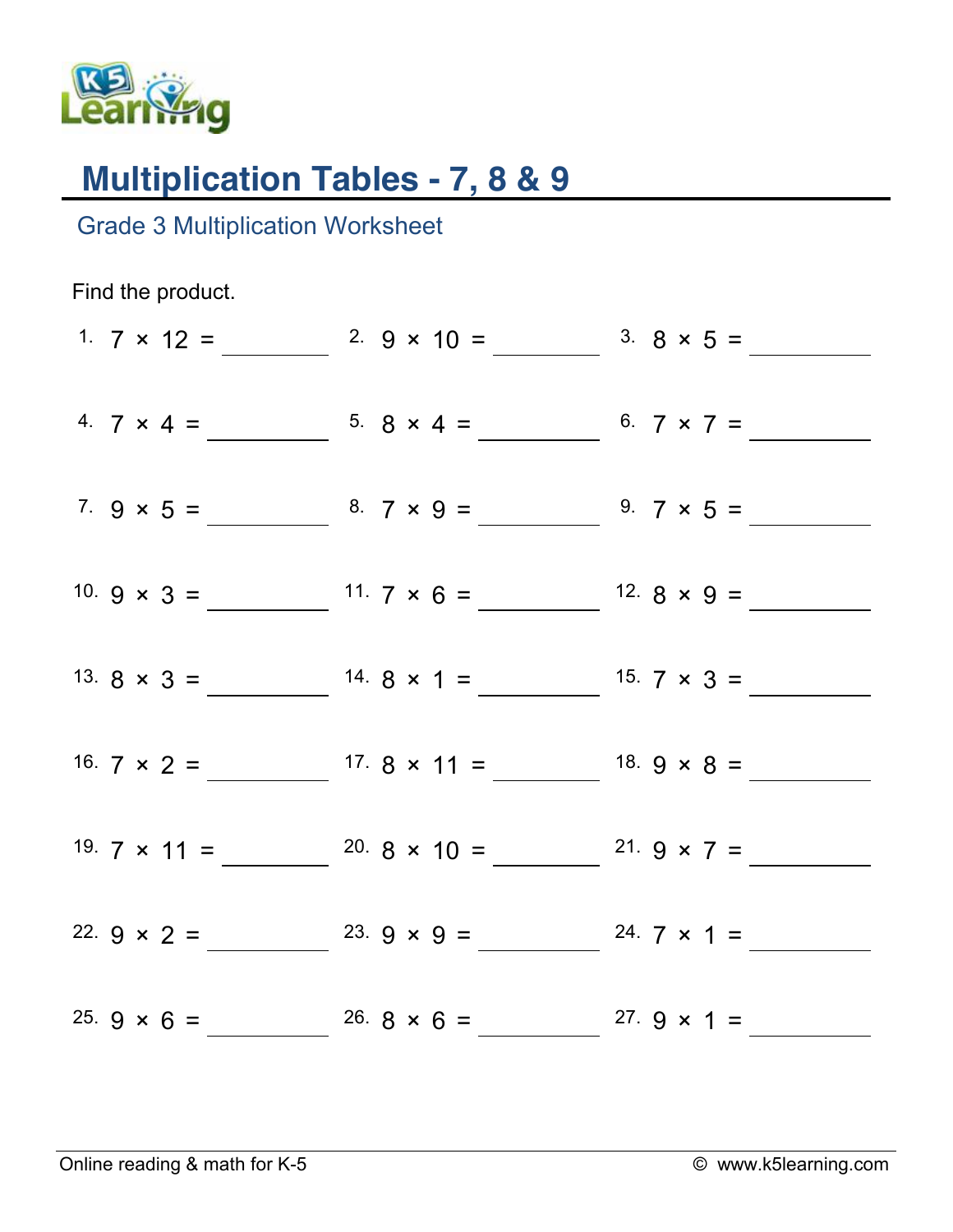# Multiplication Tables - 7, 8 & 9

## Grade 3 Multiplication Worksheet

Find the product.

| | | |
|---|---|---|
| 1. $7 \times 12 =$ ______ | 2. $9 \times 10 =$ ______ | 3. $8 \times 5 =$ ______ |
| 4. $7 \times 4 =$ ______ | 5. $8 \times 4 =$ ______ | 6. $7 \times 7 =$ ______ |
| 7. $9 \times 5 =$ ______ | 8. $7 \times 9 =$ ______ | 9. $7 \times 5 =$ ______ |
| 10. $9 \times 3 =$ ______ | 11. $7 \times 6 =$ ______ | 12. $8 \times 9 =$ ______ |
| 13. $8 \times 3 =$ ______ | 14. $8 \times 1 =$ ______ | 15. $7 \times 3 =$ ______ |
| 16. $7 \times 2 =$ ______ | 17. $8 \times 11 =$ ______ | 18. $9 \times 8 =$ ______ |
| 19. $7 \times 11 =$ ______ | 20. $8 \times 10 =$ ______ | 21. $9 \times 7 =$ ______ |
| 22. $9 \times 2 =$ ______ | 23. $9 \times 9 =$ ______ | 24. $7 \times 1 =$ ______ |
| 25. $9 \times 6 =$ ______ | 26. $8 \times 6 =$ ______ | 27. $9 \times 1 =$ ______ |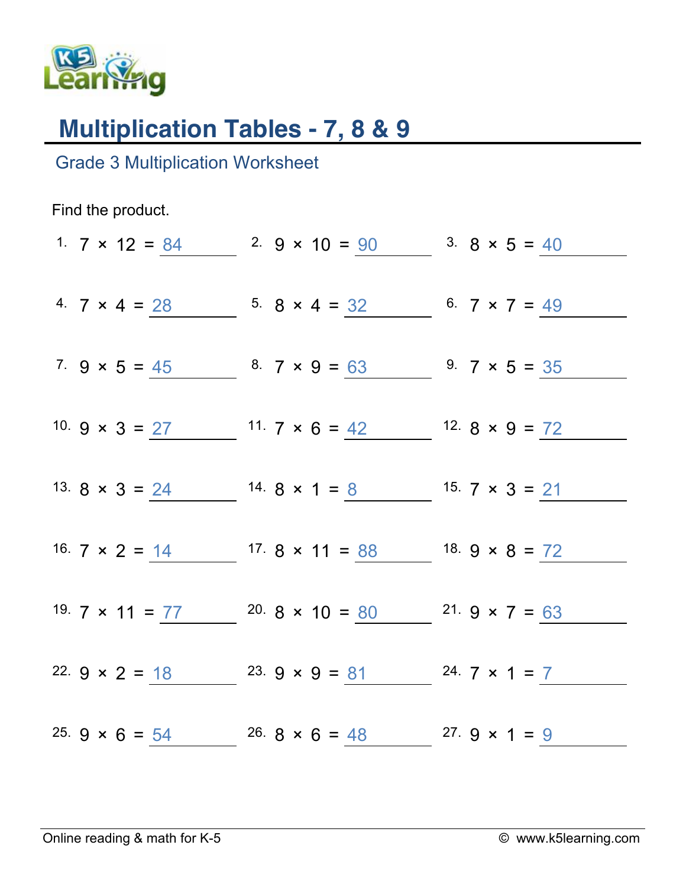# Multiplication Tables - 7, 8 & 9

## Grade 3 Multiplication Worksheet

Find the product.

1. $7 \times 12 =$ 84
2. $9 \times 10 =$ 90
3. $8 \times 5 =$ 40
4. $7 \times 4 =$ 28
5. $8 \times 4 =$ 32
6. $7 \times 7 =$ 49
7. $9 \times 5 =$ 45
8. $7 \times 9 =$ 63
9. $7 \times 5 =$ 35
10. $9 \times 3 =$ 27
11. $7 \times 6 =$ 42
12. $8 \times 9 =$ 72
13. $8 \times 3 =$ 24
14. $8 \times 1 =$ 8
15. $7 \times 3 =$ 21
16. $7 \times 2 =$ 14
17. $8 \times 11 =$ 88
18. $9 \times 8 =$ 72
19. $7 \times 11 =$ 77
20. $8 \times 10 =$ 80
21. $9 \times 7 =$ 63
22. $9 \times 2 =$ 18
23. $9 \times 9 =$ 81
24. $7 \times 1 =$ 7
25. $9 \times 6 =$ 54
26. $8 \times 6 =$ 48
27. $9 \times 1 =$ 9

Online reading & math for K-5 © www.k5learning.com